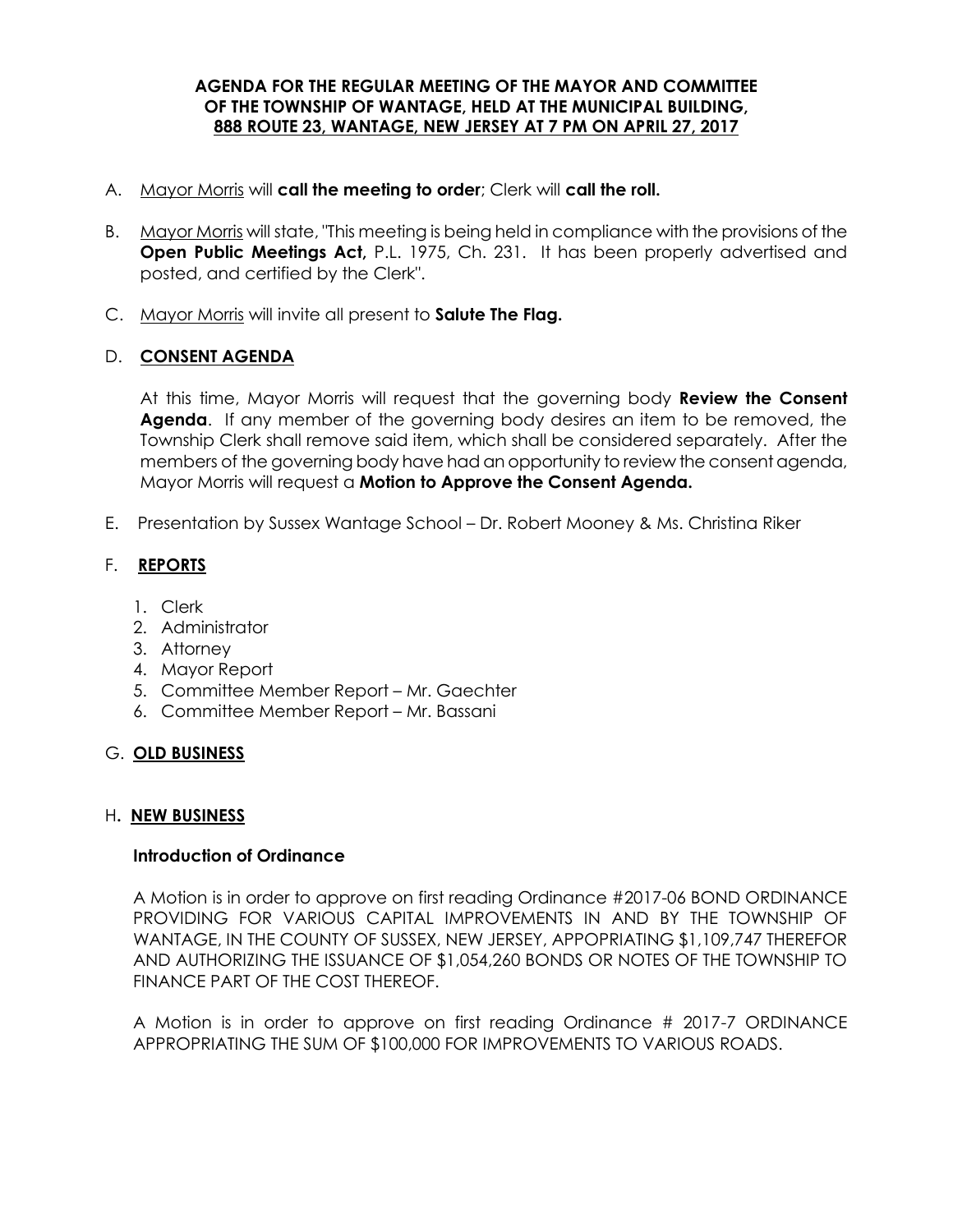**AGENDA FOR THE REGULAR MEETING OF THE MAYOR AND COMMITTEE OF THE TOWNSHIP OF WANTAGE, HELD AT THE MUNICIPAL BUILDING, 888 ROUTE 23, WANTAGE, NEW JERSEY AT 7 PM ON APRIL 27, 2017**

A. Mayor Morris will **call the meeting to order**; Clerk will **call the roll.**

B. Mayor Morris will state, "This meeting is being held in compliance with the provisions of the **Open Public Meetings Act,** P.L. 1975, Ch. 231. It has been properly advertised and posted, and certified by the Clerk".

C. Mayor Morris will invite all present to **Salute The Flag.**

D. **CONSENT AGENDA**

At this time, Mayor Morris will request that the governing body **Review the Consent Agenda**. If any member of the governing body desires an item to be removed, the Township Clerk shall remove said item, which shall be considered separately. After the members of the governing body have had an opportunity to review the consent agenda, Mayor Morris will request a **Motion to Approve the Consent Agenda.**

E. Presentation by Sussex Wantage School – Dr. Robert Mooney & Ms. Christina Riker

F. **REPORTS**

1. Clerk
2. Administrator
3. Attorney
4. Mayor Report
5. Committee Member Report – Mr. Gaechter
6. Committee Member Report – Mr. Bassani

G. **OLD BUSINESS**

H**. NEW BUSINESS**

**Introduction of Ordinance**

A Motion is in order to approve on first reading Ordinance #2017-06 BOND ORDINANCE PROVIDING FOR VARIOUS CAPITAL IMPROVEMENTS IN AND BY THE TOWNSHIP OF WANTAGE, IN THE COUNTY OF SUSSEX, NEW JERSEY, APPOPRIATING $1,109,747 THEREFOR AND AUTHORIZING THE ISSUANCE OF $1,054,260 BONDS OR NOTES OF THE TOWNSHIP TO FINANCE PART OF THE COST THEREOF.

A Motion is in order to approve on first reading Ordinance # 2017-7 ORDINANCE APPROPRIATING THE SUM OF $100,000 FOR IMPROVEMENTS TO VARIOUS ROADS.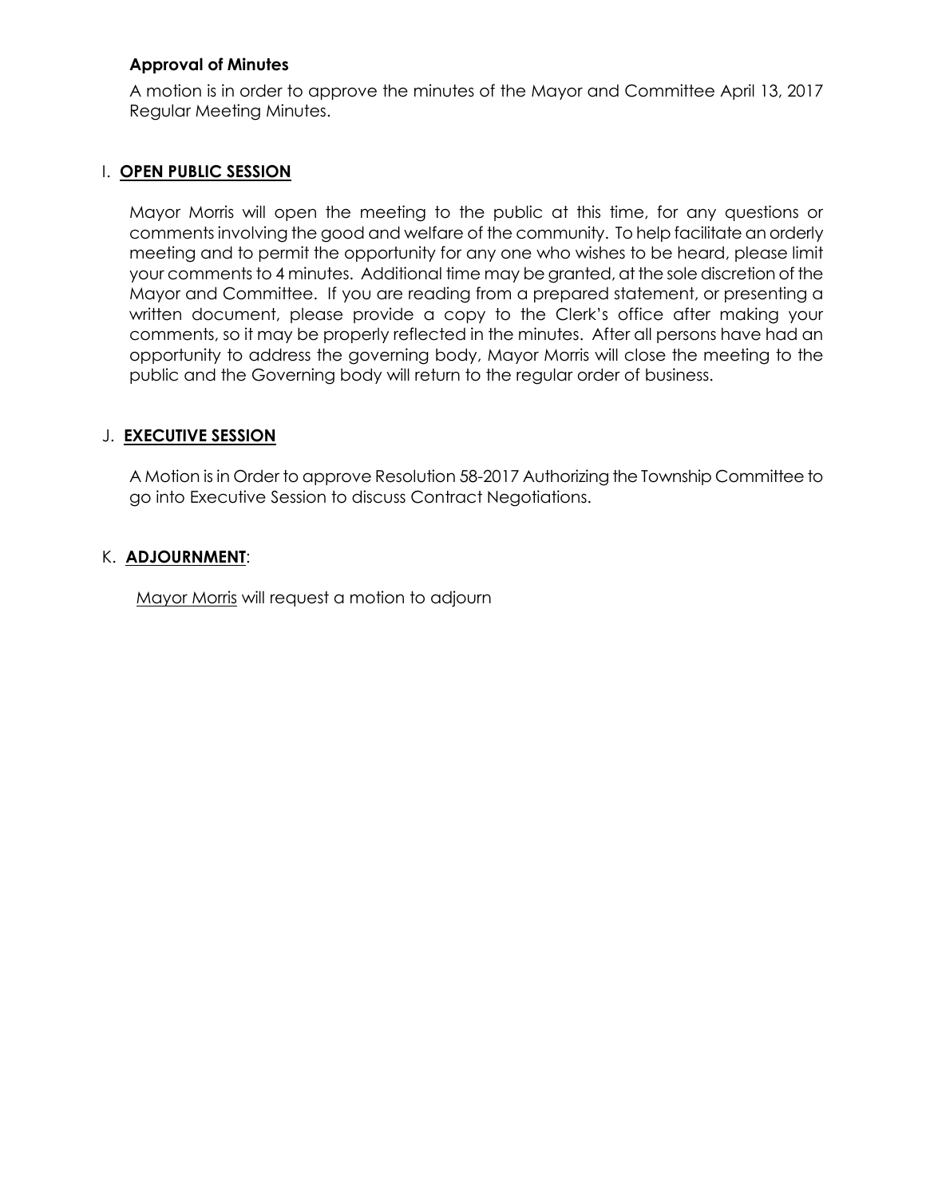**Approval of Minutes**

A motion is in order to approve the minutes of the Mayor and Committee April 13, 2017 Regular Meeting Minutes.

## I. **OPEN PUBLIC SESSION**

Mayor Morris will open the meeting to the public at this time, for any questions or comments involving the good and welfare of the community. To help facilitate an orderly meeting and to permit the opportunity for any one who wishes to be heard, please limit your comments to 4 minutes. Additional time may be granted, at the sole discretion of the Mayor and Committee. If you are reading from a prepared statement, or presenting a written document, please provide a copy to the Clerk's office after making your comments, so it may be properly reflected in the minutes. After all persons have had an opportunity to address the governing body, Mayor Morris will close the meeting to the public and the Governing body will return to the regular order of business.

## J. **EXECUTIVE SESSION**

A Motion is in Order to approve Resolution 58-2017 Authorizing the Township Committee to go into Executive Session to discuss Contract Negotiations.

## K. **ADJOURNMENT**:

Mayor Morris will request a motion to adjourn